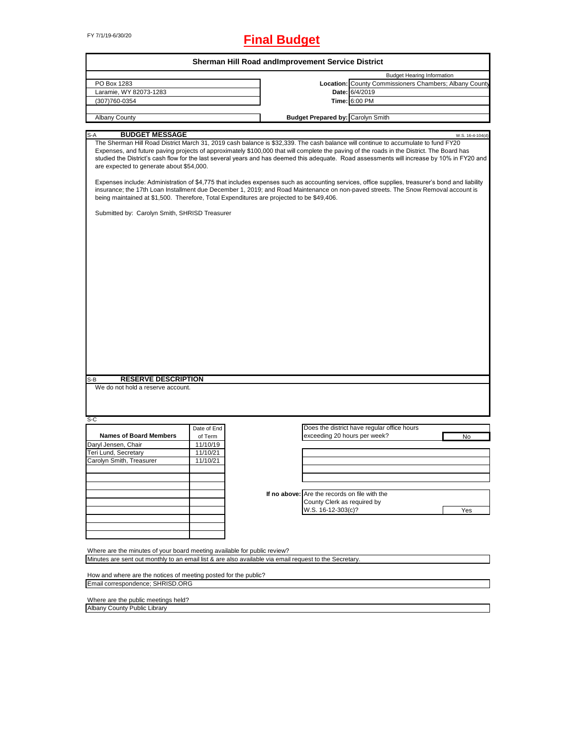FY 7/1/19-6/30/20

# Final Budget

## Sherman Hill Road andImprovement Service District

| | | |
|---|---|---|
| PO Box 1283 | | Budget Hearing Information |
| Laramie, WY 82073-1283 | **Location:** | County Commissioners Chambers; Albany County |
| (307)760-0354 | **Date:** | 6/4/2019 |
| | **Time:** | 6:00 PM |
| Albany County | **Budget Prepared by:** | Carolyn Smith |

### S-A BUDGET MESSAGE

W.S. 16-4-104(d)

The Sherman Hill Road District March 31, 2019 cash balance is $32,339. The cash balance will continue to accumulate to fund FY20 Expenses, and future paving projects of approximately $100,000 that will complete the paving of the roads in the District. The Board has studied the District's cash flow for the last several years and has deemed this adequate. Road assessments will increase by 10% in FY20 and are expected to generate about $54,000.

Expenses include: Administration of $4,775 that includes expenses such as accounting services, office supplies, treasurer's bond and liability insurance; the 17th Loan Installment due December 1, 2019; and Road Maintenance on non-paved streets. The Snow Removal account is being maintained at $1,500. Therefore, Total Expenditures are projected to be $49,406.

Submitted by: Carolyn Smith, SHRISD Treasurer

### S-B RESERVE DESCRIPTION

We do not hold a reserve account.

### S-C

| Names of Board Members | Date of End of Term |
|---|---|
| Daryl Jensen, Chair | 11/10/19 |
| Teri Lund, Secretary | 11/10/21 |
| Carolyn Smith, Treasurer | 11/10/21 |

Does the district have regular office hours exceeding 20 hours per week? **No**

**If no above:** Are the records on file with the County Clerk as required by W.S. 16-12-303(c)? **Yes**

Where are the minutes of your board meeting available for public review?
Minutes are sent out monthly to an email list & are also available via email request to the Secretary.

How and where are the notices of meeting posted for the public?
Email correspondence; SHRISD.ORG

Where are the public meetings held?
Albany County Public Library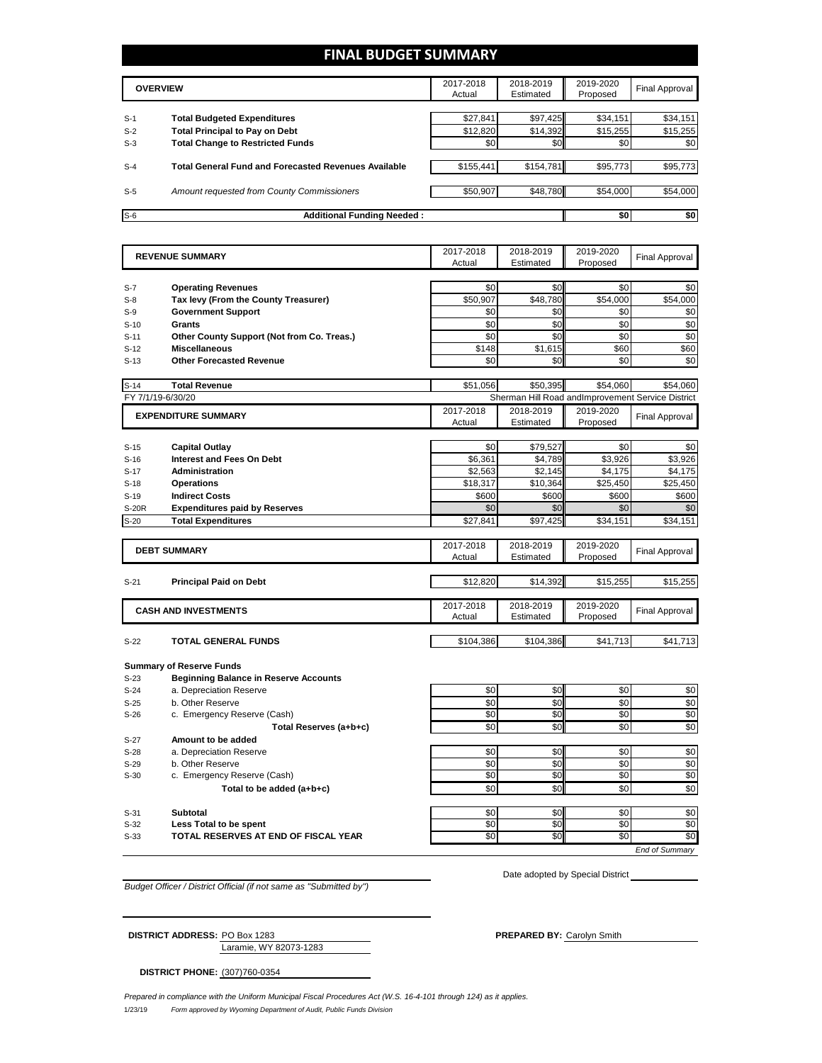# FINAL BUDGET SUMMARY

| | OVERVIEW | 2017-2018 Actual | 2018-2019 Estimated | 2019-2020 Proposed | Final Approval |
|---|---|---|---|---|---|
| S-1 | **Total Budgeted Expenditures** | $27,841 | $97,425 | $34,151 | $34,151 |
| S-2 | **Total Principal to Pay on Debt** | $12,820 | $14,392 | $15,255 | $15,255 |
| S-3 | **Total Change to Restricted Funds** | $0 | $0 | $0 | $0 |
| S-4 | **Total General Fund and Forecasted Revenues Available** | $155,441 | $154,781 | $95,773 | $95,773 |
| S-5 | *Amount requested from County Commissioners* | $50,907 | $48,780 | $54,000 | $54,000 |
| S-6 | **Additional Funding Needed :** | | | $0 | $0 |

| | REVENUE SUMMARY | 2017-2018 Actual | 2018-2019 Estimated | 2019-2020 Proposed | Final Approval |
|---|---|---|---|---|---|
| S-7 | **Operating Revenues** | $0 | $0 | $0 | $0 |
| S-8 | **Tax levy (From the County Treasurer)** | $50,907 | $48,780 | $54,000 | $54,000 |
| S-9 | **Government Support** | $0 | $0 | $0 | $0 |
| S-10 | **Grants** | $0 | $0 | $0 | $0 |
| S-11 | **Other County Support (Not from Co. Treas.)** | $0 | $0 | $0 | $0 |
| S-12 | **Miscellaneous** | $148 | $1,615 | $60 | $60 |
| S-13 | **Other Forecasted Revenue** | $0 | $0 | $0 | $0 |
| S-14 | **Total Revenue** | $51,056 | $50,395 | $54,060 | $54,060 |

FY 7/1/19-6/30/20 — Sherman Hill Road andImprovement Service District

| | EXPENDITURE SUMMARY | 2017-2018 Actual | 2018-2019 Estimated | 2019-2020 Proposed | Final Approval |
|---|---|---|---|---|---|
| S-15 | **Capital Outlay** | $0 | $79,527 | $0 | $0 |
| S-16 | **Interest and Fees On Debt** | $6,361 | $4,789 | $3,926 | $3,926 |
| S-17 | **Administration** | $2,563 | $2,145 | $4,175 | $4,175 |
| S-18 | **Operations** | $18,317 | $10,364 | $25,450 | $25,450 |
| S-19 | **Indirect Costs** | $600 | $600 | $600 | $600 |
| S-20R | **Expenditures paid by Reserves** | $0 | $0 | $0 | $0 |
| S-20 | **Total Expenditures** | $27,841 | $97,425 | $34,151 | $34,151 |

| | DEBT SUMMARY | 2017-2018 Actual | 2018-2019 Estimated | 2019-2020 Proposed | Final Approval |
|---|---|---|---|---|---|
| S-21 | **Principal Paid on Debt** | $12,820 | $14,392 | $15,255 | $15,255 |

| | CASH AND INVESTMENTS | 2017-2018 Actual | 2018-2019 Estimated | 2019-2020 Proposed | Final Approval |
|---|---|---|---|---|---|
| S-22 | **TOTAL GENERAL FUNDS** | $104,386 | $104,386 | $41,713 | $41,713 |

**Summary of Reserve Funds**

| | | 2017-2018 Actual | 2018-2019 Estimated | 2019-2020 Proposed | Final Approval |
|---|---|---|---|---|---|
| S-23 | **Beginning Balance in Reserve Accounts** | | | | |
| S-24 | a. Depreciation Reserve | $0 | $0 | $0 | $0 |
| S-25 | b. Other Reserve | $0 | $0 | $0 | $0 |
| S-26 | c. Emergency Reserve (Cash) | $0 | $0 | $0 | $0 |
| | **Total Reserves (a+b+c)** | $0 | $0 | $0 | $0 |
| S-27 | **Amount to be added** | | | | |
| S-28 | a. Depreciation Reserve | $0 | $0 | $0 | $0 |
| S-29 | b. Other Reserve | $0 | $0 | $0 | $0 |
| S-30 | c. Emergency Reserve (Cash) | $0 | $0 | $0 | $0 |
| | **Total to be added (a+b+c)** | $0 | $0 | $0 | $0 |
| S-31 | **Subtotal** | $0 | $0 | $0 | $0 |
| S-32 | **Less Total to be spent** | $0 | $0 | $0 | $0 |
| S-33 | **TOTAL RESERVES AT END OF FISCAL YEAR** | $0 | $0 | $0 | $0 |

*End of Summary*

*Budget Officer / District Official (if not same as "Submitted by")*

Date adopted by Special District

**DISTRICT ADDRESS:** PO Box 1283
Laramie, WY 82073-1283

**PREPARED BY:** Carolyn Smith

**DISTRICT PHONE:** (307)760-0354

*Prepared in compliance with the Uniform Municipal Fiscal Procedures Act (W.S. 16-4-101 through 124) as it applies.*

1/23/19 *Form approved by Wyoming Department of Audit, Public Funds Division*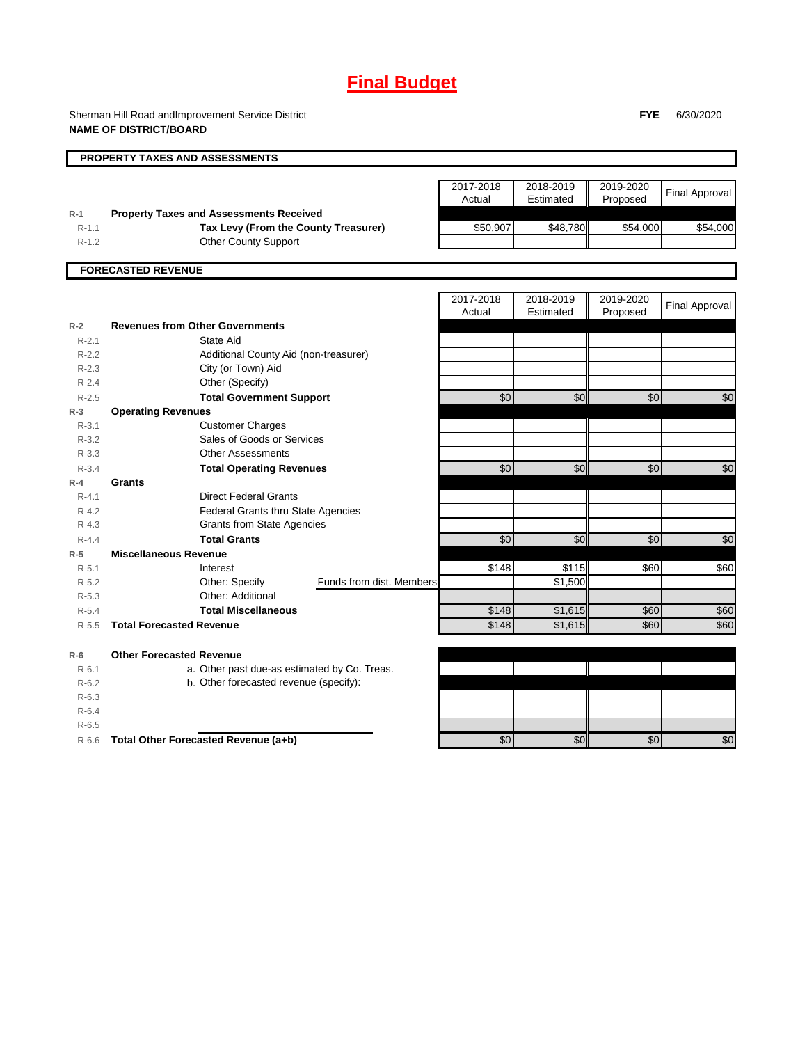# Final Budget

Sherman Hill Road andImprovement Service District

**NAME OF DISTRICT/BOARD**

**FYE** 6/30/2020

## PROPERTY TAXES AND ASSESSMENTS

| | | 2017-2018 Actual | 2018-2019 Estimated | 2019-2020 Proposed | Final Approval |
|---|---|---|---|---|---|
| R-1 | **Property Taxes and Assessments Received** | | | | |
| R-1.1 | **Tax Levy (From the County Treasurer)** | $50,907 | $48,780 | $54,000 | $54,000 |
| R-1.2 | Other County Support | | | | |

## FORECASTED REVENUE

| | | 2017-2018 Actual | 2018-2019 Estimated | 2019-2020 Proposed | Final Approval |
|---|---|---|---|---|---|
| R-2 | **Revenues from Other Governments** | | | | |
| R-2.1 | State Aid | | | | |
| R-2.2 | Additional County Aid (non-treasurer) | | | | |
| R-2.3 | City (or Town) Aid | | | | |
| R-2.4 | Other (Specify) | | | | |
| R-2.5 | **Total Government Support** | $0 | $0 | $0 | $0 |
| R-3 | **Operating Revenues** | | | | |
| R-3.1 | Customer Charges | | | | |
| R-3.2 | Sales of Goods or Services | | | | |
| R-3.3 | Other Assessments | | | | |
| R-3.4 | **Total Operating Revenues** | $0 | $0 | $0 | $0 |
| R-4 | **Grants** | | | | |
| R-4.1 | Direct Federal Grants | | | | |
| R-4.2 | Federal Grants thru State Agencies | | | | |
| R-4.3 | Grants from State Agencies | | | | |
| R-4.4 | **Total Grants** | $0 | $0 | $0 | $0 |
| R-5 | **Miscellaneous Revenue** | | | | |
| R-5.1 | Interest | $148 | $115 | $60 | $60 |
| R-5.2 | Other: Specify — Funds from dist. Members | | $1,500 | | |
| R-5.3 | Other: Additional | | | | |
| R-5.4 | **Total Miscellaneous** | $148 | $1,615 | $60 | $60 |
| R-5.5 | **Total Forecasted Revenue** | $148 | $1,615 | $60 | $60 |
| R-6 | **Other Forecasted Revenue** | | | | |
| R-6.1 | a. Other past due-as estimated by Co. Treas. | | | | |
| R-6.2 | b. Other forecasted revenue (specify): | | | | |
| R-6.3 | | | | | |
| R-6.4 | | | | | |
| R-6.5 | | | | | |
| R-6.6 | **Total Other Forecasted Revenue (a+b)** | $0 | $0 | $0 | $0 |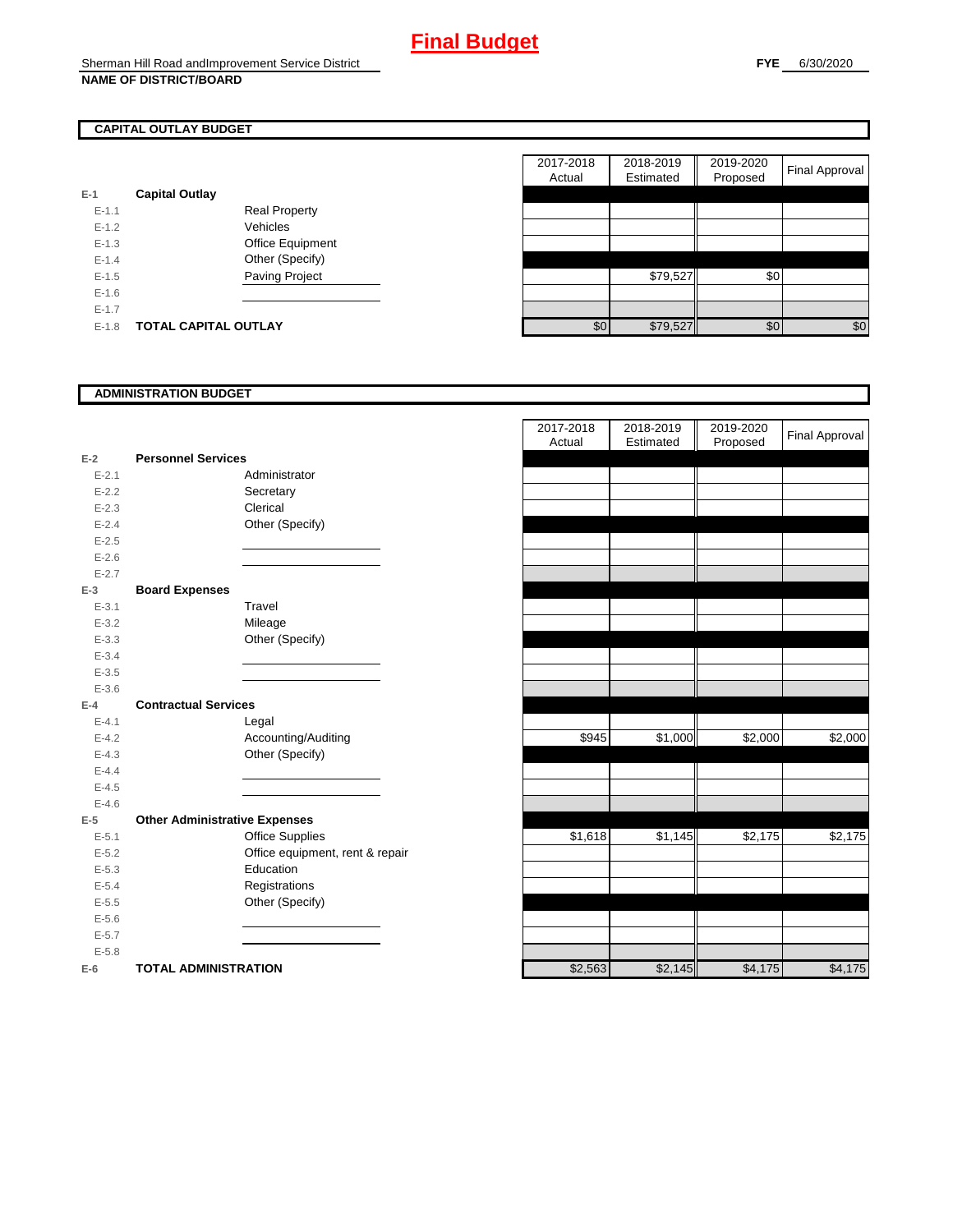# Final Budget

Sherman Hill Road andImprovement Service District
**NAME OF DISTRICT/BOARD**

**FYE** 6/30/2020

## CAPITAL OUTLAY BUDGET

| | | | 2017-2018 Actual | 2018-2019 Estimated | 2019-2020 Proposed | Final Approval |
|---|---|---|---|---|---|---|
| E-1 | **Capital Outlay** | | | | | |
| E-1.1 | | Real Property | | | | |
| E-1.2 | | Vehicles | | | | |
| E-1.3 | | Office Equipment | | | | |
| E-1.4 | | Other (Specify) | | | | |
| E-1.5 | | Paving Project | | $79,527 | $0 | |
| E-1.6 | | | | | | |
| E-1.7 | | | | | | |
| E-1.8 | **TOTAL CAPITAL OUTLAY** | | $0 | $79,527 | $0 | $0 |

## ADMINISTRATION BUDGET

| | | | 2017-2018 Actual | 2018-2019 Estimated | 2019-2020 Proposed | Final Approval |
|---|---|---|---|---|---|---|
| E-2 | **Personnel Services** | | | | | |
| E-2.1 | | Administrator | | | | |
| E-2.2 | | Secretary | | | | |
| E-2.3 | | Clerical | | | | |
| E-2.4 | | Other (Specify) | | | | |
| E-2.5 | | | | | | |
| E-2.6 | | | | | | |
| E-2.7 | | | | | | |
| E-3 | **Board Expenses** | | | | | |
| E-3.1 | | Travel | | | | |
| E-3.2 | | Mileage | | | | |
| E-3.3 | | Other (Specify) | | | | |
| E-3.4 | | | | | | |
| E-3.5 | | | | | | |
| E-3.6 | | | | | | |
| E-4 | **Contractual Services** | | | | | |
| E-4.1 | | Legal | | | | |
| E-4.2 | | Accounting/Auditing | $945 | $1,000 | $2,000 | $2,000 |
| E-4.3 | | Other (Specify) | | | | |
| E-4.4 | | | | | | |
| E-4.5 | | | | | | |
| E-4.6 | | | | | | |
| E-5 | **Other Administrative Expenses** | | | | | |
| E-5.1 | | Office Supplies | $1,618 | $1,145 | $2,175 | $2,175 |
| E-5.2 | | Office equipment, rent & repair | | | | |
| E-5.3 | | Education | | | | |
| E-5.4 | | Registrations | | | | |
| E-5.5 | | Other (Specify) | | | | |
| E-5.6 | | | | | | |
| E-5.7 | | | | | | |
| E-5.8 | | | | | | |
| E-6 | **TOTAL ADMINISTRATION** | | $2,563 | $2,145 | $4,175 | $4,175 |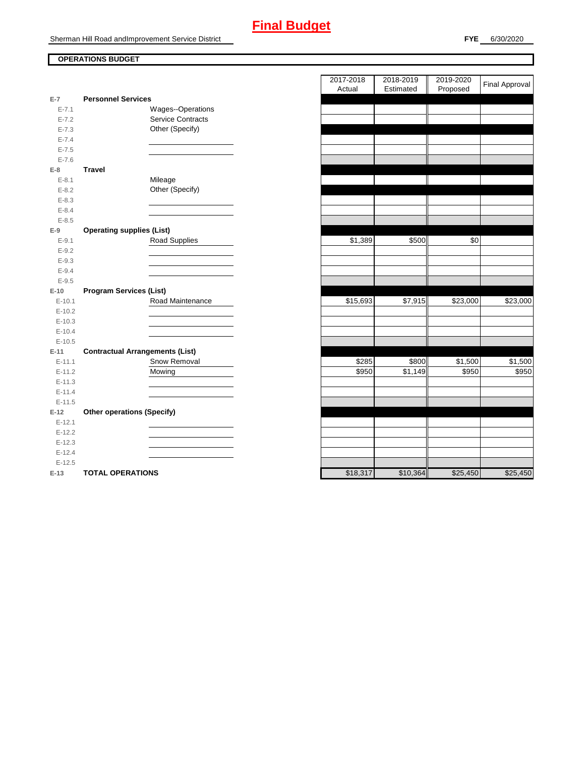# Final Budget

Sherman Hill Road andImprovement Service District

**FYE** 6/30/2020

**OPERATIONS BUDGET**

| | | | 2017-2018 Actual | 2018-2019 Estimated | 2019-2020 Proposed | Final Approval |
|---|---|---|---|---|---|---|
| E-7 | **Personnel Services** | | | | | |
| E-7.1 | | Wages--Operations | | | | |
| E-7.2 | | Service Contracts | | | | |
| E-7.3 | | Other (Specify) | | | | |
| E-7.4 | | | | | | |
| E-7.5 | | | | | | |
| E-7.6 | | | | | | |
| E-8 | **Travel** | | | | | |
| E-8.1 | | Mileage | | | | |
| E-8.2 | | Other (Specify) | | | | |
| E-8.3 | | | | | | |
| E-8.4 | | | | | | |
| E-8.5 | | | | | | |
| E-9 | **Operating supplies (List)** | | | | | |
| E-9.1 | | Road Supplies | $1,389 | $500 | $0 | |
| E-9.2 | | | | | | |
| E-9.3 | | | | | | |
| E-9.4 | | | | | | |
| E-9.5 | | | | | | |
| E-10 | **Program Services (List)** | | | | | |
| E-10.1 | | Road Maintenance | $15,693 | $7,915 | $23,000 | $23,000 |
| E-10.2 | | | | | | |
| E-10.3 | | | | | | |
| E-10.4 | | | | | | |
| E-10.5 | | | | | | |
| E-11 | **Contractual Arrangements (List)** | | | | | |
| E-11.1 | | Snow Removal | $285 | $800 | $1,500 | $1,500 |
| E-11.2 | | Mowing | $950 | $1,149 | $950 | $950 |
| E-11.3 | | | | | | |
| E-11.4 | | | | | | |
| E-11.5 | | | | | | |
| E-12 | **Other operations (Specify)** | | | | | |
| E-12.1 | | | | | | |
| E-12.2 | | | | | | |
| E-12.3 | | | | | | |
| E-12.4 | | | | | | |
| E-12.5 | | | | | | |
| E-13 | **TOTAL OPERATIONS** | | $18,317 | $10,364 | $25,450 | $25,450 |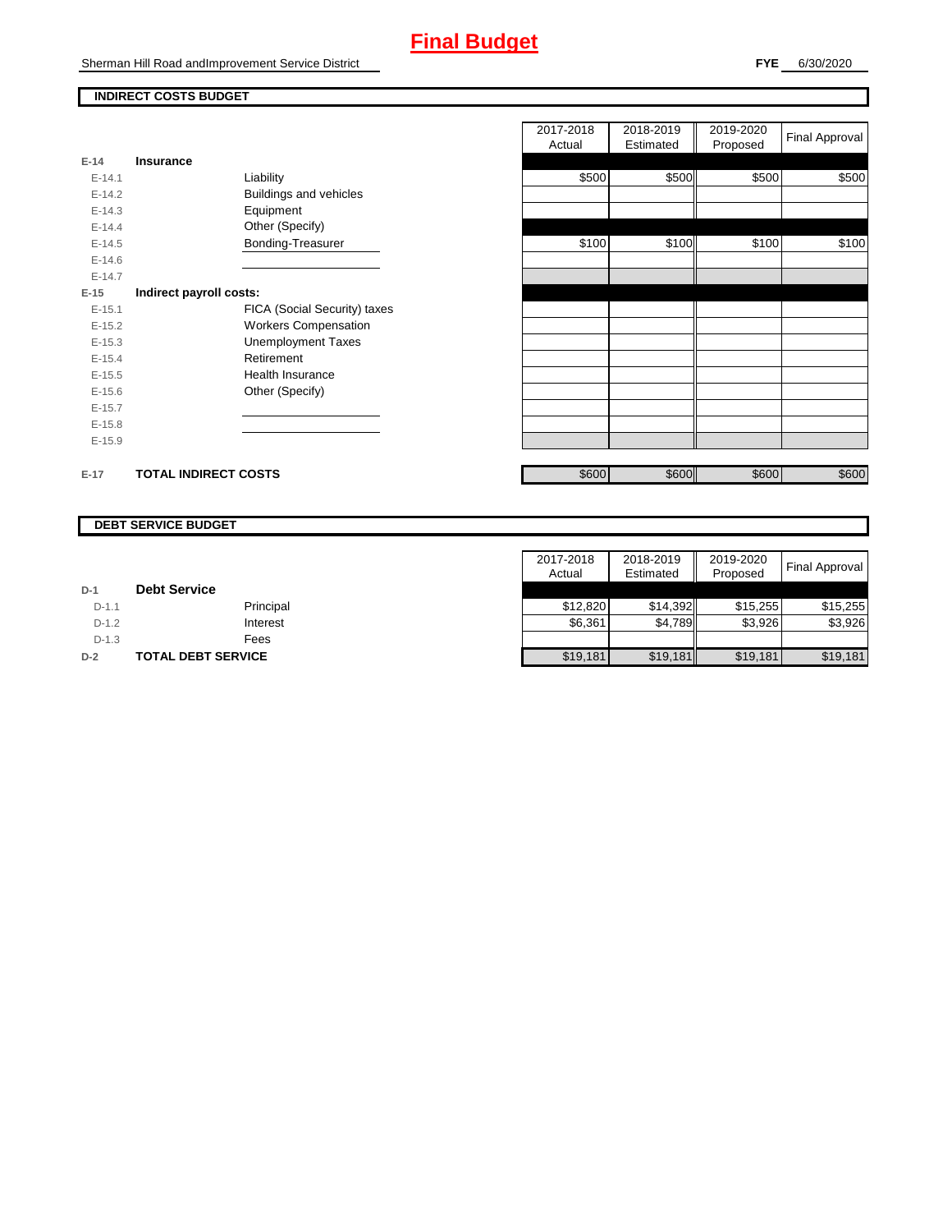# Final Budget

Sherman Hill Road andImprovement Service District

**FYE** 6/30/2020

## INDIRECT COSTS BUDGET

| | | | 2017-2018 Actual | 2018-2019 Estimated | 2019-2020 Proposed | Final Approval |
|---|---|---|---|---|---|---|
| **E-14** | **Insurance** | | | | | |
| E-14.1 | | Liability | $500 | $500 | $500 | $500 |
| E-14.2 | | Buildings and vehicles | | | | |
| E-14.3 | | Equipment | | | | |
| E-14.4 | | Other (Specify) | | | | |
| E-14.5 | | Bonding-Treasurer | $100 | $100 | $100 | $100 |
| E-14.6 | | | | | | |
| E-14.7 | | | | | | |
| **E-15** | **Indirect payroll costs:** | | | | | |
| E-15.1 | | FICA (Social Security) taxes | | | | |
| E-15.2 | | Workers Compensation | | | | |
| E-15.3 | | Unemployment Taxes | | | | |
| E-15.4 | | Retirement | | | | |
| E-15.5 | | Health Insurance | | | | |
| E-15.6 | | Other (Specify) | | | | |
| E-15.7 | | | | | | |
| E-15.8 | | | | | | |
| E-15.9 | | | | | | |
| **E-17** | **TOTAL INDIRECT COSTS** | | $600 | $600 | $600 | $600 |

## DEBT SERVICE BUDGET

| | | | 2017-2018 Actual | 2018-2019 Estimated | 2019-2020 Proposed | Final Approval |
|---|---|---|---|---|---|---|
| **D-1** | **Debt Service** | | | | | |
| D-1.1 | | Principal | $12,820 | $14,392 | $15,255 | $15,255 |
| D-1.2 | | Interest | $6,361 | $4,789 | $3,926 | $3,926 |
| D-1.3 | | Fees | | | | |
| **D-2** | **TOTAL DEBT SERVICE** | | $19,181 | $19,181 | $19,181 | $19,181 |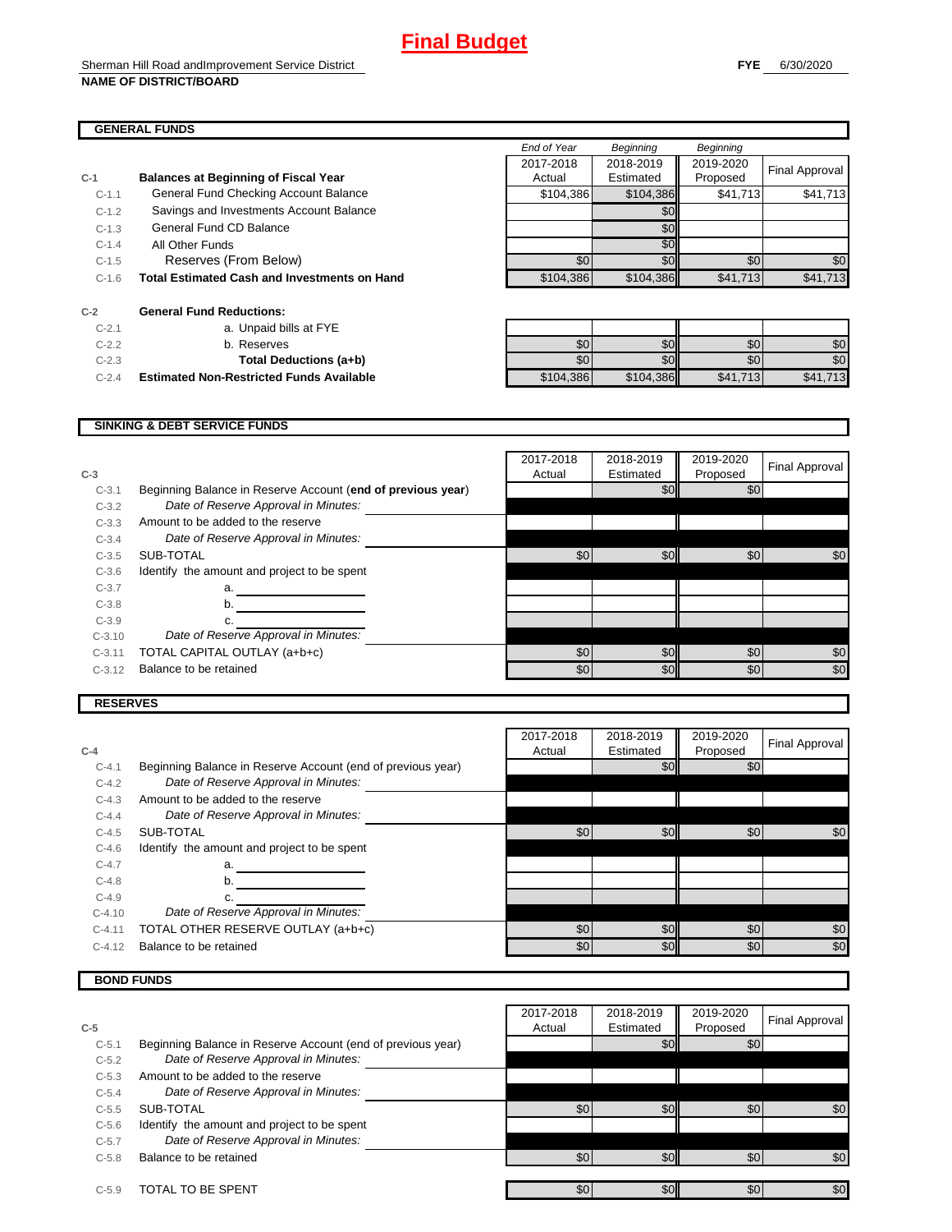# Final Budget

Sherman Hill Road andImprovement Service District

**NAME OF DISTRICT/BOARD**

**FYE** 6/30/2020

## GENERAL FUNDS

| | | End of Year 2017-2018 Actual | Beginning 2018-2019 Estimated | Beginning 2019-2020 Proposed | Final Approval |
|---|---|---|---|---|---|
| **C-1** | **Balances at Beginning of Fiscal Year** | | | | |
| C-1.1 | General Fund Checking Account Balance | $104,386 | $104,386 | $41,713 | $41,713 |
| C-1.2 | Savings and Investments Account Balance | | $0 | | |
| C-1.3 | General Fund CD Balance | | $0 | | |
| C-1.4 | All Other Funds | | $0 | | |
| C-1.5 | Reserves (From Below) | $0 | $0 | $0 | $0 |
| C-1.6 | **Total Estimated Cash and Investments on Hand** | $104,386 | $104,386 | $41,713 | $41,713 |
| **C-2** | **General Fund Reductions:** | | | | |
| C-2.1 | a. Unpaid bills at FYE | | | | |
| C-2.2 | b. Reserves | $0 | $0 | $0 | $0 |
| C-2.3 | **Total Deductions (a+b)** | $0 | $0 | $0 | $0 |
| C-2.4 | **Estimated Non-Restricted Funds Available** | $104,386 | $104,386 | $41,713 | $41,713 |

## SINKING & DEBT SERVICE FUNDS

| **C-3** | | 2017-2018 Actual | 2018-2019 Estimated | 2019-2020 Proposed | Final Approval |
|---|---|---|---|---|---|
| C-3.1 | Beginning Balance in Reserve Account (**end of previous year**) | | $0 | $0 | |
| C-3.2 | *Date of Reserve Approval in Minutes:* | | | | |
| C-3.3 | Amount to be added to the reserve | | | | |
| C-3.4 | *Date of Reserve Approval in Minutes:* | | | | |
| C-3.5 | SUB-TOTAL | $0 | $0 | $0 | $0 |
| C-3.6 | Identify the amount and project to be spent | | | | |
| C-3.7 | a. | | | | |
| C-3.8 | b. | | | | |
| C-3.9 | c. | | | | |
| C-3.10 | *Date of Reserve Approval in Minutes:* | | | | |
| C-3.11 | TOTAL CAPITAL OUTLAY (a+b+c) | $0 | $0 | $0 | $0 |
| C-3.12 | Balance to be retained | $0 | $0 | $0 | $0 |

## RESERVES

| **C-4** | | 2017-2018 Actual | 2018-2019 Estimated | 2019-2020 Proposed | Final Approval |
|---|---|---|---|---|---|
| C-4.1 | Beginning Balance in Reserve Account (end of previous year) | | $0 | $0 | |
| C-4.2 | *Date of Reserve Approval in Minutes:* | | | | |
| C-4.3 | Amount to be added to the reserve | | | | |
| C-4.4 | *Date of Reserve Approval in Minutes:* | | | | |
| C-4.5 | SUB-TOTAL | $0 | $0 | $0 | $0 |
| C-4.6 | Identify the amount and project to be spent | | | | |
| C-4.7 | a. | | | | |
| C-4.8 | b. | | | | |
| C-4.9 | c. | | | | |
| C-4.10 | *Date of Reserve Approval in Minutes:* | | | | |
| C-4.11 | TOTAL OTHER RESERVE OUTLAY (a+b+c) | $0 | $0 | $0 | $0 |
| C-4.12 | Balance to be retained | $0 | $0 | $0 | $0 |

## BOND FUNDS

| **C-5** | | 2017-2018 Actual | 2018-2019 Estimated | 2019-2020 Proposed | Final Approval |
|---|---|---|---|---|---|
| C-5.1 | Beginning Balance in Reserve Account (end of previous year) | | $0 | $0 | |
| C-5.2 | *Date of Reserve Approval in Minutes:* | | | | |
| C-5.3 | Amount to be added to the reserve | | | | |
| C-5.4 | *Date of Reserve Approval in Minutes:* | | | | |
| C-5.5 | SUB-TOTAL | $0 | $0 | $0 | $0 |
| C-5.6 | Identify the amount and project to be spent | | | | |
| C-5.7 | *Date of Reserve Approval in Minutes:* | | | | |
| C-5.8 | Balance to be retained | $0 | $0 | $0 | $0 |
| C-5.9 | TOTAL TO BE SPENT | $0 | $0 | $0 | $0 |